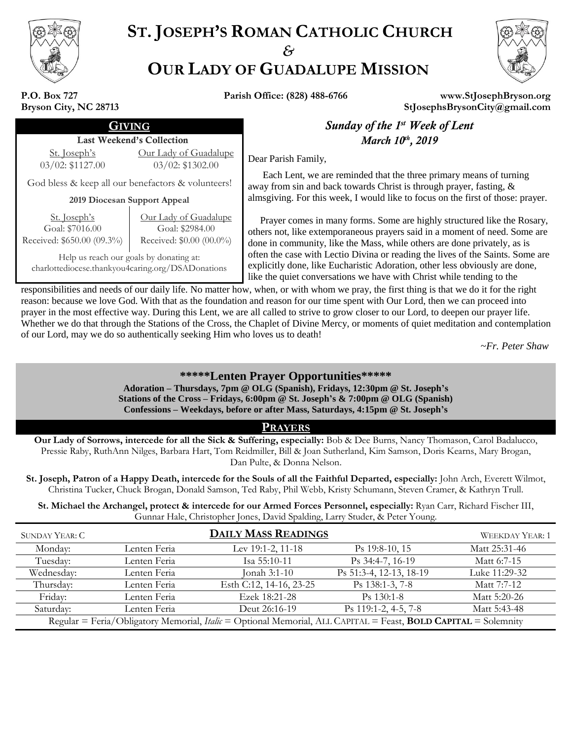# ST. JOSEPH'S ROMAN CATHOLIC CHURCH
*&*
# OUR LADY OF GUADALUPE MISSION

**P.O. Box 727**
**Bryson City, NC 28713**

**Parish Office: (828) 488-6766**

**www.StJosephBryson.org**
**StJosephsBrysonCity@gmail.com**

## GIVING

**Last Weekend's Collection**

| St. Joseph's | Our Lady of Guadalupe |
|---|---|
| 03/02: $1127.00 | 03/02: $1302.00 |

God bless & keep all our benefactors & volunteers!

**2019 Diocesan Support Appeal**

| St. Joseph's | Our Lady of Guadalupe |
|---|---|
| Goal: $7016.00 | Goal: $2984.00 |
| Received: $650.00 (09.3%) | Received: $0.00 (00.0%) |

Help us reach our goals by donating at:
charlottediocese.thankyou4caring.org/DSADonations

## *Sunday of the 1st Week of Lent*
## *March 10th, 2019*

Dear Parish Family,

Each Lent, we are reminded that the three primary means of turning away from sin and back towards Christ is through prayer, fasting, & almsgiving. For this week, I would like to focus on the first of those: prayer.

Prayer comes in many forms. Some are highly structured like the Rosary, others not, like extemporaneous prayers said in a moment of need. Some are done in community, like the Mass, while others are done privately, as is often the case with Lectio Divina or reading the lives of the Saints. Some are explicitly done, like Eucharistic Adoration, other less obviously are done, like the quiet conversations we have with Christ while tending to the responsibilities and needs of our daily life. No matter how, when, or with whom we pray, the first thing is that we do it for the right reason: because we love God. With that as the foundation and reason for our time spent with Our Lord, then we can proceed into prayer in the most effective way. During this Lent, we are all called to strive to grow closer to our Lord, to deepen our prayer life. Whether we do that through the Stations of the Cross, the Chaplet of Divine Mercy, or moments of quiet meditation and contemplation of our Lord, may we do so authentically seeking Him who loves us to death!

*~Fr. Peter Shaw*

## \*\*\*\*\*Lenten Prayer Opportunities\*\*\*\*\*

**Adoration – Thursdays, 7pm @ OLG (Spanish), Fridays, 12:30pm @ St. Joseph's**
**Stations of the Cross – Fridays, 6:00pm @ St. Joseph's & 7:00pm @ OLG (Spanish)**
**Confessions – Weekdays, before or after Mass, Saturdays, 4:15pm @ St. Joseph's**

## PRAYERS

**Our Lady of Sorrows, intercede for all the Sick & Suffering, especially:** Bob & Dee Burns, Nancy Thomason, Carol Badalucco, Pressie Raby, RuthAnn Nilges, Barbara Hart, Tom Reidmiller, Bill & Joan Sutherland, Kim Samson, Doris Kearns, Mary Brogan, Dan Pulte, & Donna Nelson.

**St. Joseph, Patron of a Happy Death, intercede for the Souls of all the Faithful Departed, especially:** John Arch, Everett Wilmot, Christina Tucker, Chuck Brogan, Donald Samson, Ted Raby, Phil Webb, Kristy Schumann, Steven Cramer, & Kathryn Trull.

**St. Michael the Archangel, protect & intercede for our Armed Forces Personnel, especially:** Ryan Carr, Richard Fischer III, Gunnar Hale, Christopher Jones, David Spalding, Larry Studer, & Peter Young.

## DAILY MASS READINGS

SUNDAY YEAR: C — WEEKDAY YEAR: 1

| Day | Celebration | First Reading | Psalm | Gospel |
|---|---|---|---|---|
| Monday: | Lenten Feria | Lev 19:1-2, 11-18 | Ps 19:8-10, 15 | Matt 25:31-46 |
| Tuesday: | Lenten Feria | Isa 55:10-11 | Ps 34:4-7, 16-19 | Matt 6:7-15 |
| Wednesday: | Lenten Feria | Jonah 3:1-10 | Ps 51:3-4, 12-13, 18-19 | Luke 11:29-32 |
| Thursday: | Lenten Feria | Esth C:12, 14-16, 23-25 | Ps 138:1-3, 7-8 | Matt 7:7-12 |
| Friday: | Lenten Feria | Ezek 18:21-28 | Ps 130:1-8 | Matt 5:20-26 |
| Saturday: | Lenten Feria | Deut 26:16-19 | Ps 119:1-2, 4-5, 7-8 | Matt 5:43-48 |

Regular = Feria/Obligatory Memorial, *Italic* = Optional Memorial, ALL CAPITAL = Feast, **BOLD CAPITAL** = Solemnity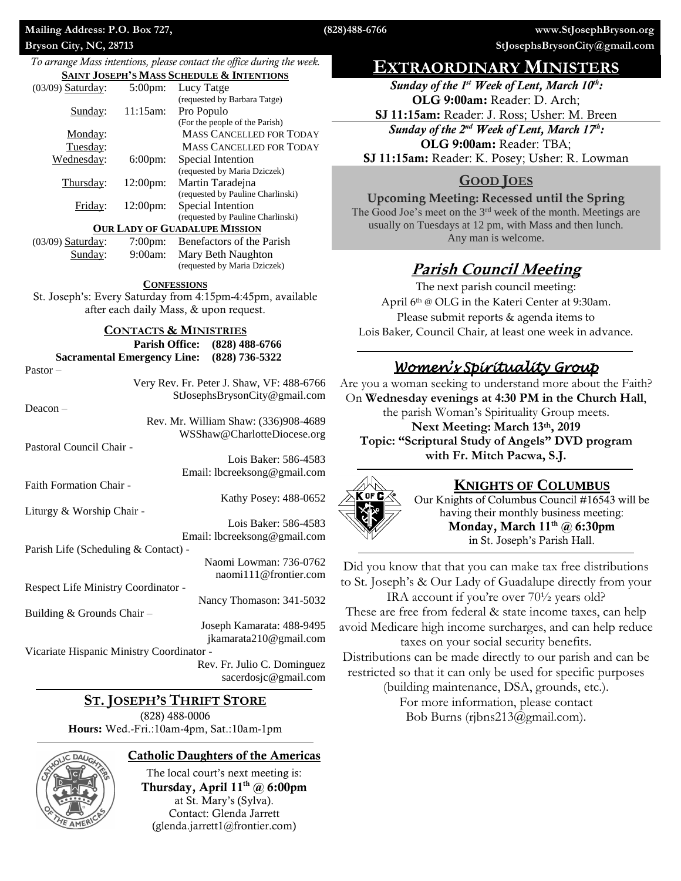Mailing Address: P.O. Box 727, Bryson City, NC, 28713 (828)488-6766 www.StJosephBryson.org StJosephsBrysonCity@gmail.com

*To arrange Mass intentions, please contact the office during the week.*

**SAINT JOSEPH'S MASS SCHEDULE & INTENTIONS**

| | | |
|---|---|---|
| (03/09) Saturday: | 5:00pm: | Lucy Tatge (requested by Barbara Tatge) |
| Sunday: | 11:15am: | Pro Populo (For the people of the Parish) |
| Monday: | | MASS CANCELLED FOR TODAY |
| Tuesday: | | MASS CANCELLED FOR TODAY |
| Wednesday: | 6:00pm: | Special Intention (requested by Maria Dziczek) |
| Thursday: | 12:00pm: | Martin Taradejna (requested by Pauline Charlinski) |
| Friday: | 12:00pm: | Special Intention (requested by Pauline Charlinski) |

**OUR LADY OF GUADALUPE MISSION**

| | | |
|---|---|---|
| (03/09) Saturday: | 7:00pm: | Benefactors of the Parish |
| Sunday: | 9:00am: | Mary Beth Naughton (requested by Maria Dziczek) |

**CONFESSIONS**

St. Joseph's: Every Saturday from 4:15pm-4:45pm, available after each daily Mass, & upon request.

**CONTACTS & MINISTRIES**

**Parish Office: (828) 488-6766**
**Sacramental Emergency Line: (828) 736-5322**

Pastor – Very Rev. Fr. Peter J. Shaw, VF: 488-6766, StJosephsBrysonCity@gmail.com

Deacon – Rev. Mr. William Shaw: (336)908-4689, WSShaw@CharlotteDiocese.org

Pastoral Council Chair - Lois Baker: 586-4583, Email: lbcreeksong@gmail.com

Faith Formation Chair - Kathy Posey: 488-0652

Liturgy & Worship Chair - Lois Baker: 586-4583, Email: lbcreeksong@gmail.com

Parish Life (Scheduling & Contact) - Naomi Lowman: 736-0762, naomi111@frontier.com

Respect Life Ministry Coordinator - Nancy Thomason: 341-5032

Building & Grounds Chair – Joseph Kamarata: 488-9495, jkamarata210@gmail.com

Vicariate Hispanic Ministry Coordinator - Rev. Fr. Julio C. Dominguez, sacerdosjc@gmail.com

## ST. JOSEPH'S THRIFT STORE

(828) 488-0006
**Hours:** Wed.-Fri.:10am-4pm, Sat.:10am-1pm

## Catholic Daughters of the Americas

The local court's next meeting is:
**Thursday, April 11th @ 6:00pm**
at St. Mary's (Sylva).
Contact: Glenda Jarrett (glenda.jarrett1@frontier.com)

## EXTRAORDINARY MINISTERS

***Sunday of the 1st Week of Lent, March 10th:***
**OLG 9:00am:** Reader: D. Arch;
**SJ 11:15am:** Reader: J. Ross; Usher: M. Breen

***Sunday of the 2nd Week of Lent, March 17th:***
**OLG 9:00am:** Reader: TBA;
**SJ 11:15am:** Reader: K. Posey; Usher: R. Lowman

## GOOD JOES

**Upcoming Meeting: Recessed until the Spring**

The Good Joe's meet on the 3rd week of the month. Meetings are usually on Tuesdays at 12 pm, with Mass and then lunch. Any man is welcome.

## *Parish Council Meeting*

The next parish council meeting:
April 6th @ OLG in the Kateri Center at 9:30am.
Please submit reports & agenda items to
Lois Baker, Council Chair, at least one week in advance.

## *Women's Spirituality Group*

Are you a woman seeking to understand more about the Faith? On **Wednesday evenings at 4:30 PM in the Church Hall**, the parish Woman's Spirituality Group meets.
**Next Meeting: March 13th, 2019**
**Topic: "Scriptural Study of Angels" DVD program with Fr. Mitch Pacwa, S.J.**

## KNIGHTS OF COLUMBUS

Our Knights of Columbus Council #16543 will be having their monthly business meeting:
**Monday, March 11th @ 6:30pm**
in St. Joseph's Parish Hall.

Did you know that that you can make tax free distributions to St. Joseph's & Our Lady of Guadalupe directly from your IRA account if you're over 70½ years old?
These are free from federal & state income taxes, can help avoid Medicare high income surcharges, and can help reduce taxes on your social security benefits.
Distributions can be made directly to our parish and can be restricted so that it can only be used for specific purposes (building maintenance, DSA, grounds, etc.).
For more information, please contact
Bob Burns (rjbns213@gmail.com).